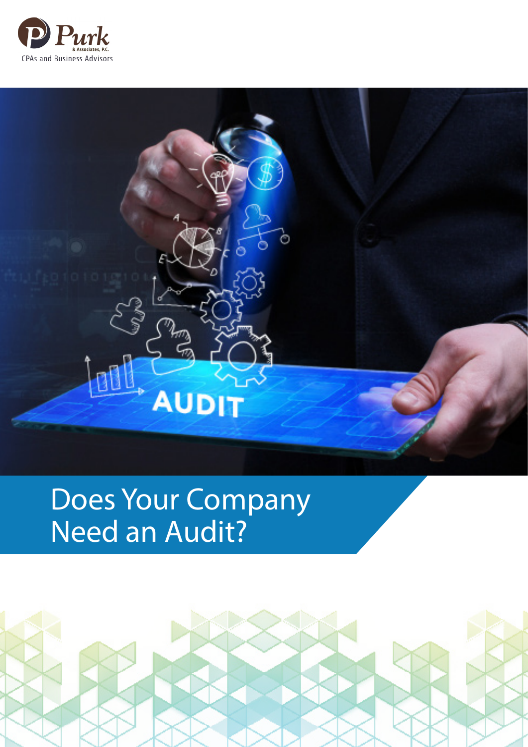Purk & Associates, P.C.

CPAs and Business Advisors

# Does Your Company Need an Audit?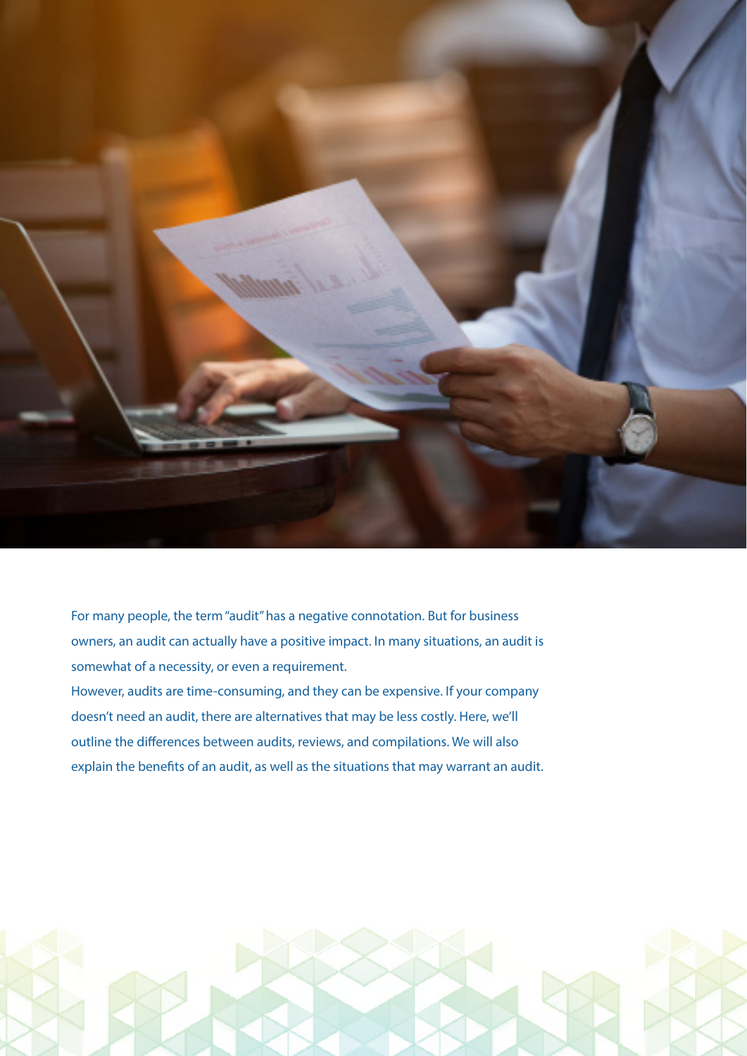For many people, the term "audit" has a negative connotation. But for business owners, an audit can actually have a positive impact. In many situations, an audit is somewhat of a necessity, or even a requirement.

However, audits are time-consuming, and they can be expensive. If your company doesn't need an audit, there are alternatives that may be less costly. Here, we'll outline the differences between audits, reviews, and compilations. We will also explain the benefits of an audit, as well as the situations that may warrant an audit.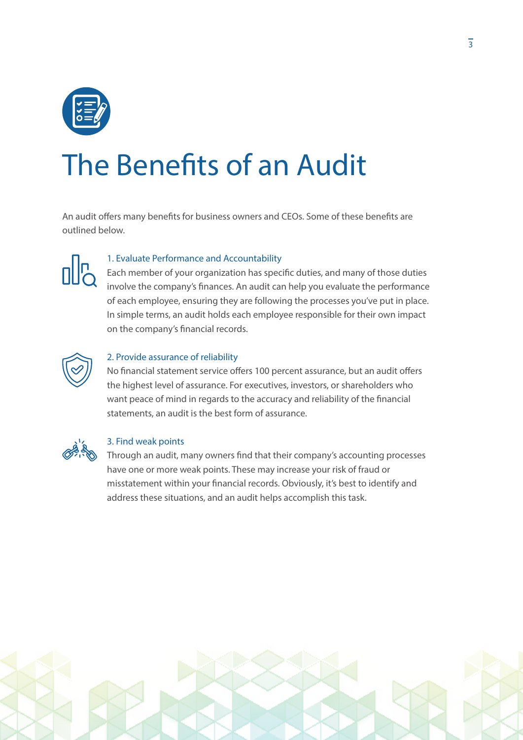# The Benefits of an Audit

An audit offers many benefits for business owners and CEOs. Some of these benefits are outlined below.

### 1. Evaluate Performance and Accountability

Each member of your organization has specific duties, and many of those duties involve the company's finances. An audit can help you evaluate the performance of each employee, ensuring they are following the processes you've put in place. In simple terms, an audit holds each employee responsible for their own impact on the company's financial records.

### 2. Provide assurance of reliability

No financial statement service offers 100 percent assurance, but an audit offers the highest level of assurance. For executives, investors, or shareholders who want peace of mind in regards to the accuracy and reliability of the financial statements, an audit is the best form of assurance.

### 3. Find weak points

Through an audit, many owners find that their company's accounting processes have one or more weak points. These may increase your risk of fraud or misstatement within your financial records. Obviously, it's best to identify and address these situations, and an audit helps accomplish this task.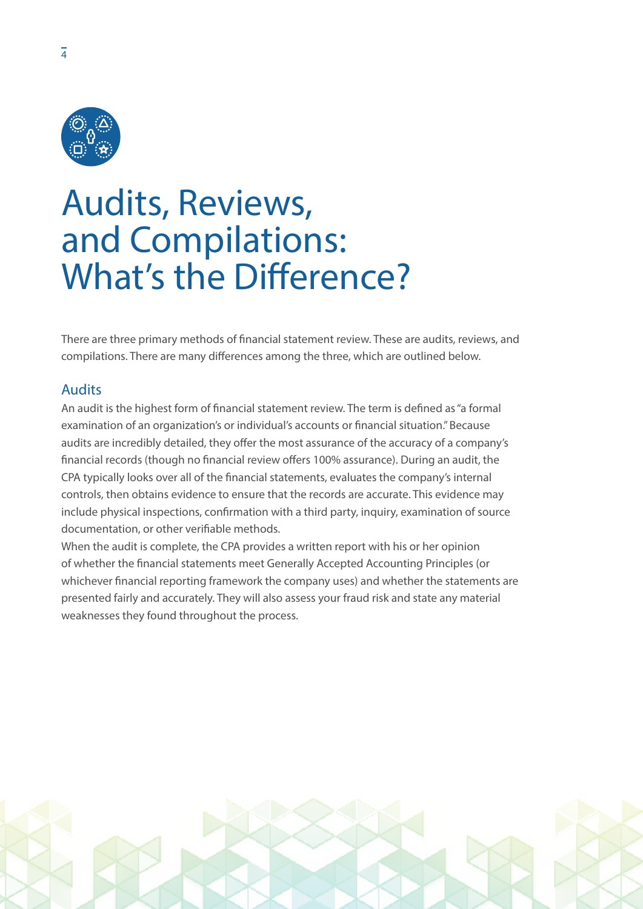# Audits, Reviews, and Compilations: What's the Difference?

There are three primary methods of financial statement review. These are audits, reviews, and compilations. There are many differences among the three, which are outlined below.

## Audits

An audit is the highest form of financial statement review. The term is defined as "a formal examination of an organization's or individual's accounts or financial situation." Because audits are incredibly detailed, they offer the most assurance of the accuracy of a company's financial records (though no financial review offers 100% assurance). During an audit, the CPA typically looks over all of the financial statements, evaluates the company's internal controls, then obtains evidence to ensure that the records are accurate. This evidence may include physical inspections, confirmation with a third party, inquiry, examination of source documentation, or other verifiable methods.

When the audit is complete, the CPA provides a written report with his or her opinion of whether the financial statements meet Generally Accepted Accounting Principles (or whichever financial reporting framework the company uses) and whether the statements are presented fairly and accurately. They will also assess your fraud risk and state any material weaknesses they found throughout the process.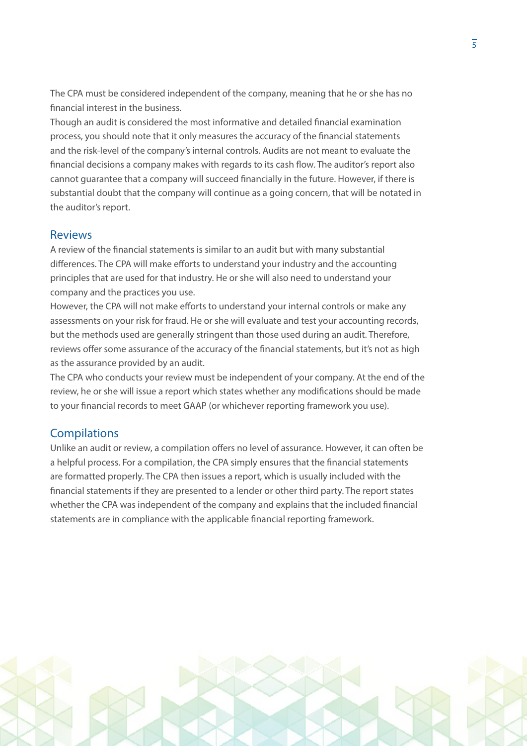The CPA must be considered independent of the company, meaning that he or she has no financial interest in the business.

Though an audit is considered the most informative and detailed financial examination process, you should note that it only measures the accuracy of the financial statements and the risk-level of the company's internal controls. Audits are not meant to evaluate the financial decisions a company makes with regards to its cash flow. The auditor's report also cannot guarantee that a company will succeed financially in the future. However, if there is substantial doubt that the company will continue as a going concern, that will be notated in the auditor's report.

## Reviews

A review of the financial statements is similar to an audit but with many substantial differences. The CPA will make efforts to understand your industry and the accounting principles that are used for that industry. He or she will also need to understand your company and the practices you use.

However, the CPA will not make efforts to understand your internal controls or make any assessments on your risk for fraud. He or she will evaluate and test your accounting records, but the methods used are generally stringent than those used during an audit. Therefore, reviews offer some assurance of the accuracy of the financial statements, but it's not as high as the assurance provided by an audit.

The CPA who conducts your review must be independent of your company. At the end of the review, he or she will issue a report which states whether any modifications should be made to your financial records to meet GAAP (or whichever reporting framework you use).

## Compilations

Unlike an audit or review, a compilation offers no level of assurance. However, it can often be a helpful process. For a compilation, the CPA simply ensures that the financial statements are formatted properly. The CPA then issues a report, which is usually included with the financial statements if they are presented to a lender or other third party. The report states whether the CPA was independent of the company and explains that the included financial statements are in compliance with the applicable financial reporting framework.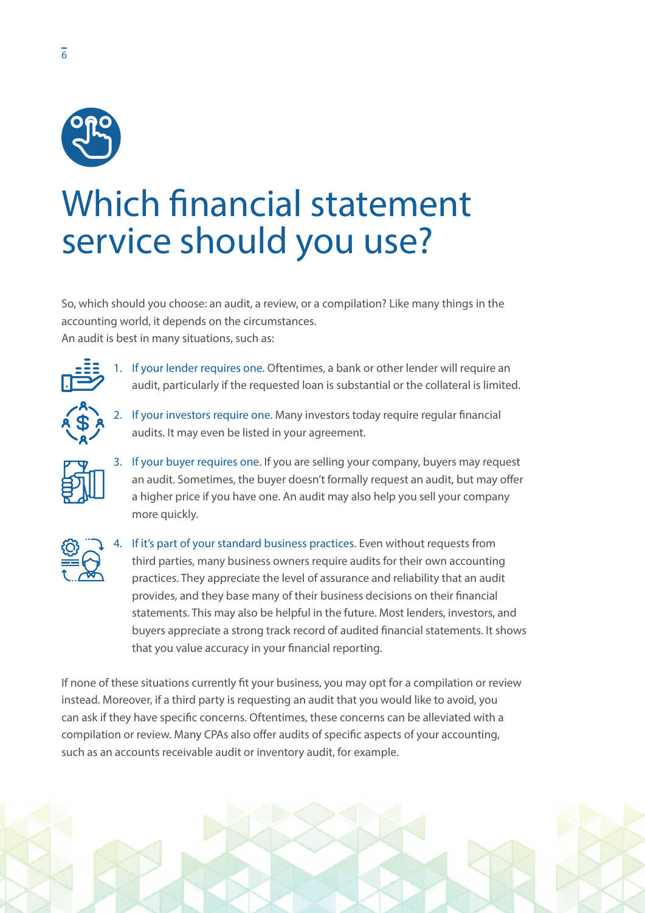# Which financial statement service should you use?

So, which should you choose: an audit, a review, or a compilation? Like many things in the accounting world, it depends on the circumstances.
An audit is best in many situations, such as:

1. If your lender requires one. Oftentimes, a bank or other lender will require an audit, particularly if the requested loan is substantial or the collateral is limited.
2. If your investors require one. Many investors today require regular financial audits. It may even be listed in your agreement.
3. If your buyer requires one. If you are selling your company, buyers may request an audit. Sometimes, the buyer doesn't formally request an audit, but may offer a higher price if you have one. An audit may also help you sell your company more quickly.
4. If it's part of your standard business practices. Even without requests from third parties, many business owners require audits for their own accounting practices. They appreciate the level of assurance and reliability that an audit provides, and they base many of their business decisions on their financial statements. This may also be helpful in the future. Most lenders, investors, and buyers appreciate a strong track record of audited financial statements. It shows that you value accuracy in your financial reporting.

If none of these situations currently fit your business, you may opt for a compilation or review instead. Moreover, if a third party is requesting an audit that you would like to avoid, you can ask if they have specific concerns. Oftentimes, these concerns can be alleviated with a compilation or review. Many CPAs also offer audits of specific aspects of your accounting, such as an accounts receivable audit or inventory audit, for example.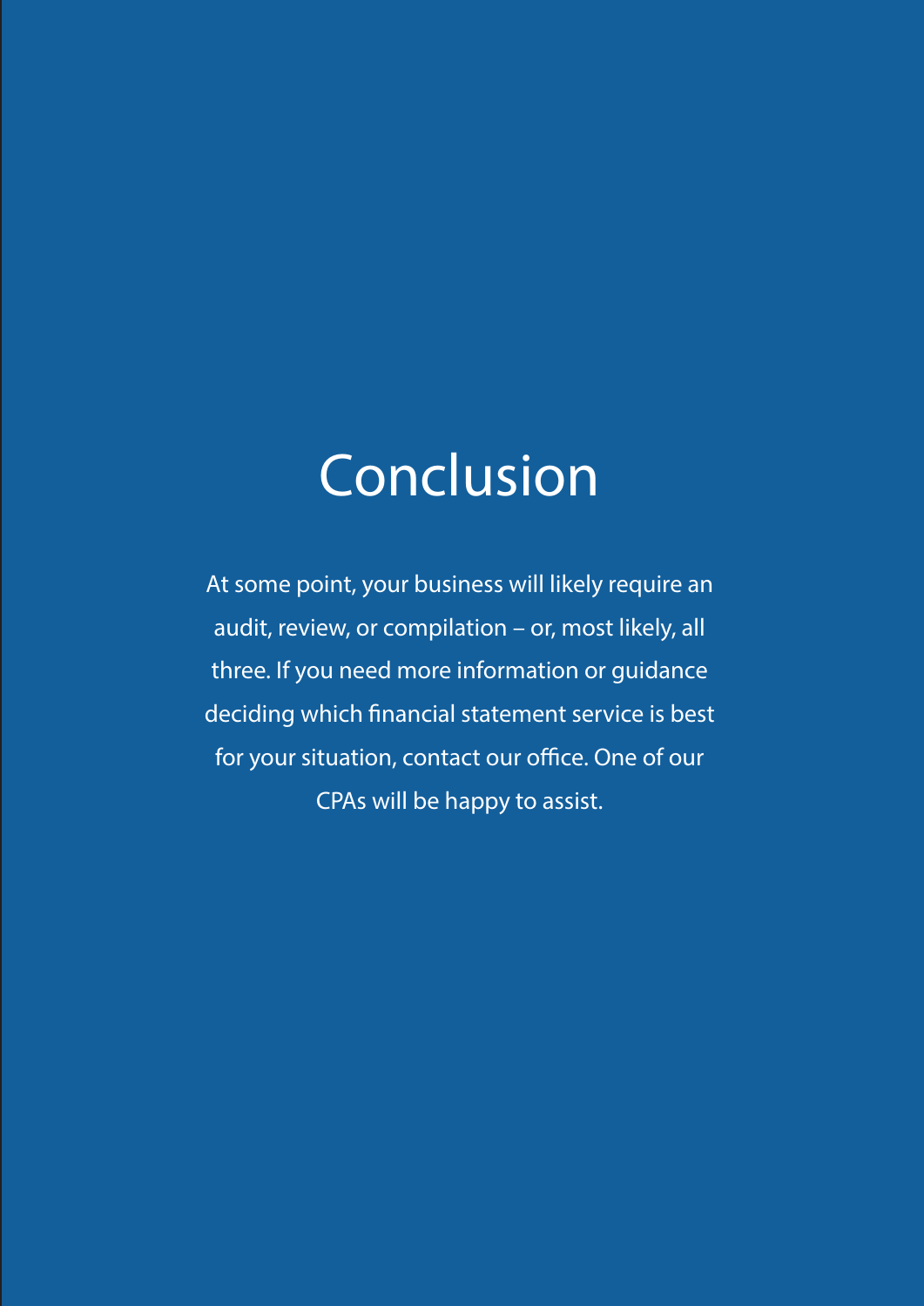# Conclusion

At some point, your business will likely require an audit, review, or compilation – or, most likely, all three. If you need more information or guidance deciding which financial statement service is best for your situation, contact our office. One of our CPAs will be happy to assist.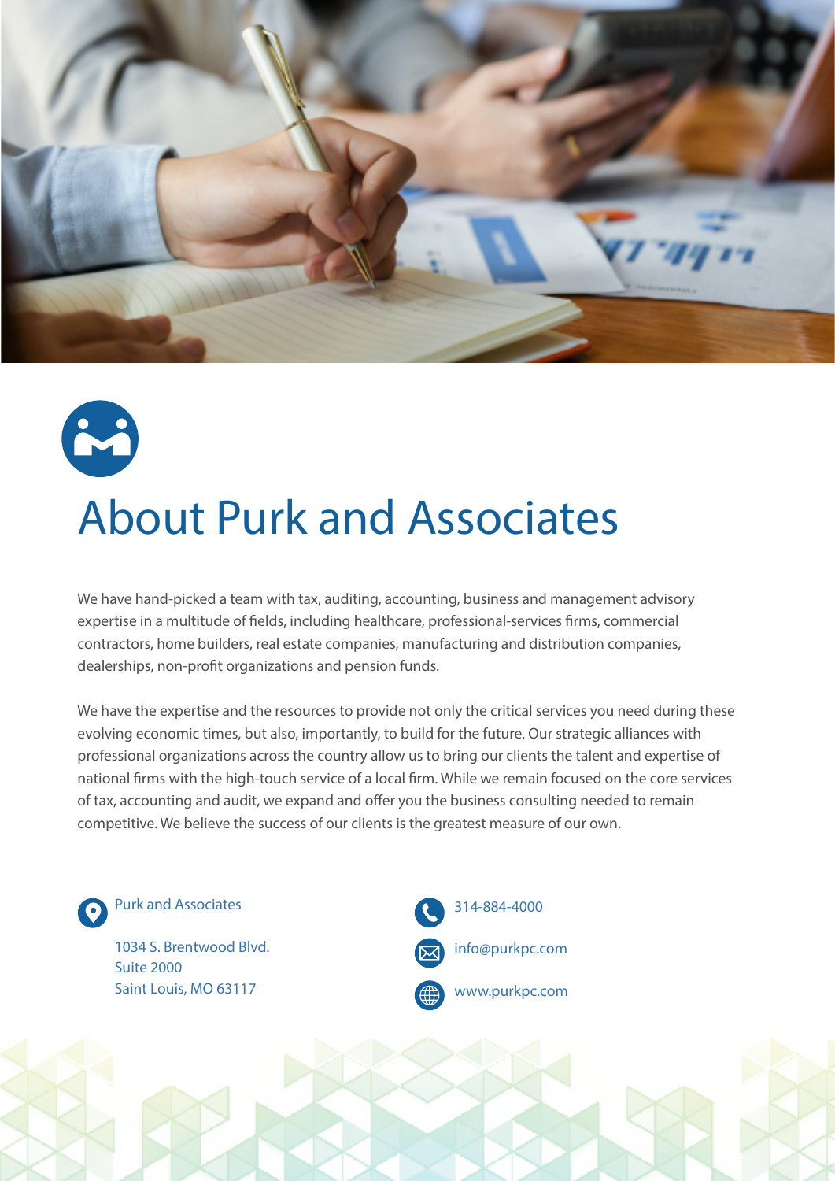# About Purk and Associates

We have hand-picked a team with tax, auditing, accounting, business and management advisory expertise in a multitude of fields, including healthcare, professional-services firms, commercial contractors, home builders, real estate companies, manufacturing and distribution companies, dealerships, non-profit organizations and pension funds.

We have the expertise and the resources to provide not only the critical services you need during these evolving economic times, but also, importantly, to build for the future. Our strategic alliances with professional organizations across the country allow us to bring our clients the talent and expertise of national firms with the high-touch service of a local firm. While we remain focused on the core services of tax, accounting and audit, we expand and offer you the business consulting needed to remain competitive. We believe the success of our clients is the greatest measure of our own.

Purk and Associates

1034 S. Brentwood Blvd.
Suite 2000
Saint Louis, MO 63117

314-884-4000

info@purkpc.com

www.purkpc.com